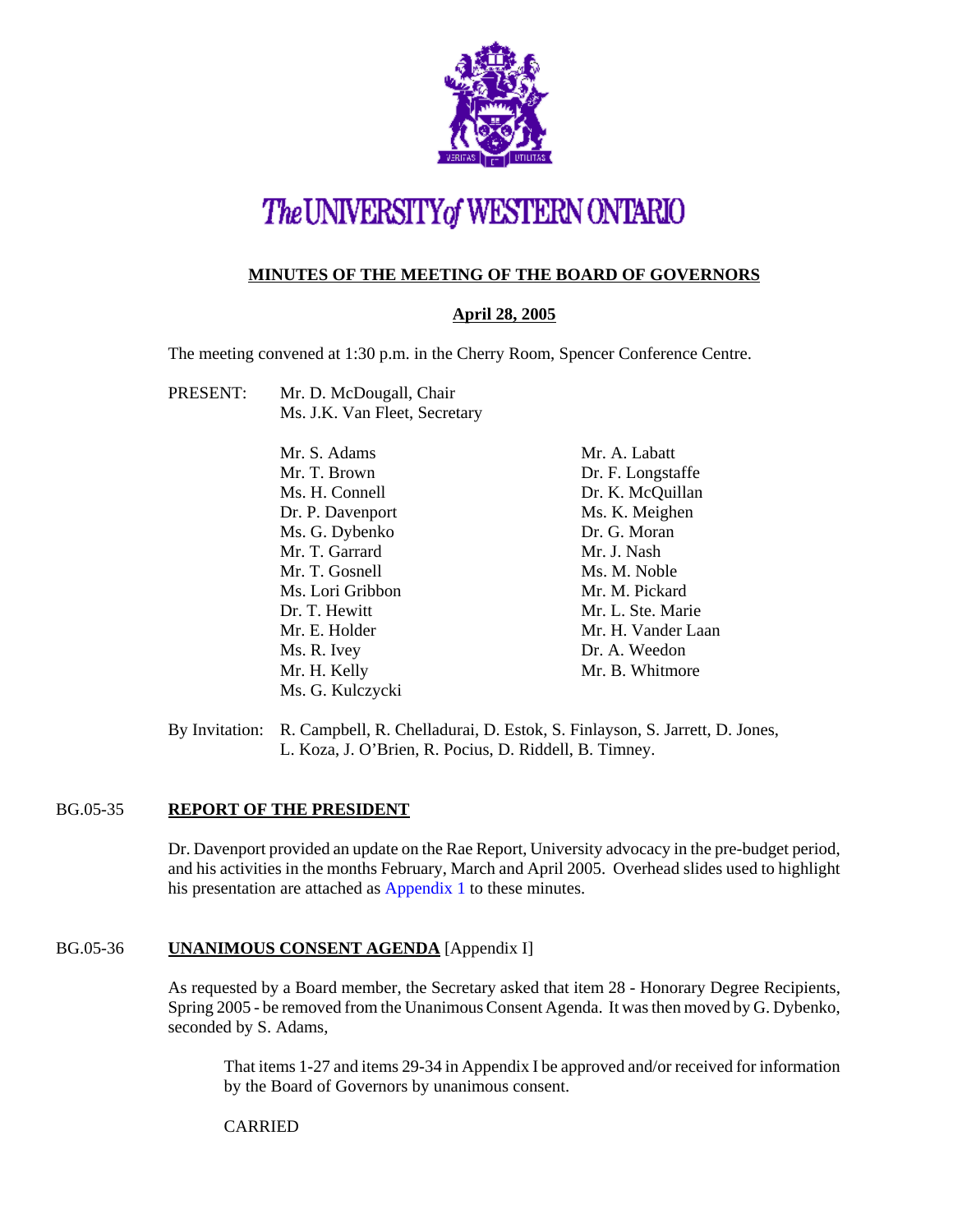# The UNIVERSITY of WESTERN ONTARIO

## MINUTES OF THE MEETING OF THE BOARD OF GOVERNORS

### April 28, 2005

The meeting convened at 1:30 p.m. in the Cherry Room, Spencer Conference Centre.

PRESENT: Mr. D. McDougall, Chair
Ms. J.K. Van Fleet, Secretary

Mr. S. Adams
Mr. T. Brown
Ms. H. Connell
Dr. P. Davenport
Ms. G. Dybenko
Mr. T. Garrard
Mr. T. Gosnell
Ms. Lori Gribbon
Dr. T. Hewitt
Mr. E. Holder
Ms. R. Ivey
Mr. H. Kelly
Ms. G. Kulczycki
Mr. A. Labatt
Dr. F. Longstaffe
Dr. K. McQuillan
Ms. K. Meighen
Dr. G. Moran
Mr. J. Nash
Ms. M. Noble
Mr. M. Pickard
Mr. L. Ste. Marie
Mr. H. Vander Laan
Dr. A. Weedon
Mr. B. Whitmore

By Invitation: R. Campbell, R. Chelladurai, D. Estok, S. Finlayson, S. Jarrett, D. Jones, L. Koza, J. O'Brien, R. Pocius, D. Riddell, B. Timney.

**BG.05-35 REPORT OF THE PRESIDENT**

Dr. Davenport provided an update on the Rae Report, University advocacy in the pre-budget period, and his activities in the months February, March and April 2005. Overhead slides used to highlight his presentation are attached as Appendix 1 to these minutes.

**BG.05-36 UNANIMOUS CONSENT AGENDA** [Appendix I]

As requested by a Board member, the Secretary asked that item 28 - Honorary Degree Recipients, Spring 2005 - be removed from the Unanimous Consent Agenda. It was then moved by G. Dybenko, seconded by S. Adams,

> That items 1-27 and items 29-34 in Appendix I be approved and/or received for information by the Board of Governors by unanimous consent.
>
> CARRIED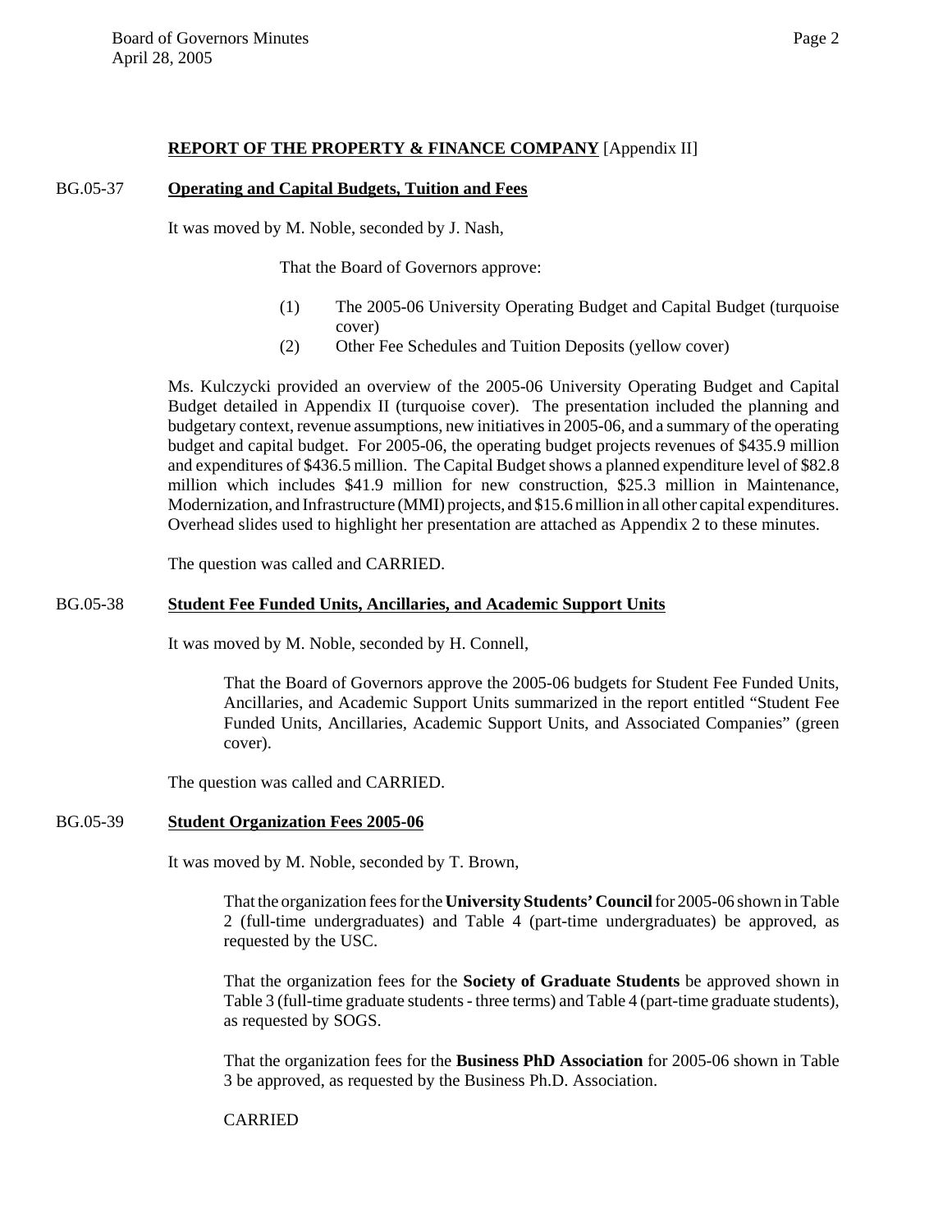**REPORT OF THE PROPERTY & FINANCE COMPANY** [Appendix II]

BG.05-37 **Operating and Capital Budgets, Tuition and Fees**

It was moved by M. Noble, seconded by J. Nash,

> That the Board of Governors approve:
>
> (1) The 2005-06 University Operating Budget and Capital Budget (turquoise cover)
>
> (2) Other Fee Schedules and Tuition Deposits (yellow cover)

Ms. Kulczycki provided an overview of the 2005-06 University Operating Budget and Capital Budget detailed in Appendix II (turquoise cover). The presentation included the planning and budgetary context, revenue assumptions, new initiatives in 2005-06, and a summary of the operating budget and capital budget. For 2005-06, the operating budget projects revenues of $435.9 million and expenditures of $436.5 million. The Capital Budget shows a planned expenditure level of $82.8 million which includes $41.9 million for new construction, $25.3 million in Maintenance, Modernization, and Infrastructure (MMI) projects, and $15.6 million in all other capital expenditures. Overhead slides used to highlight her presentation are attached as Appendix 2 to these minutes.

The question was called and CARRIED.

BG.05-38 **Student Fee Funded Units, Ancillaries, and Academic Support Units**

It was moved by M. Noble, seconded by H. Connell,

> That the Board of Governors approve the 2005-06 budgets for Student Fee Funded Units, Ancillaries, and Academic Support Units summarized in the report entitled "Student Fee Funded Units, Ancillaries, Academic Support Units, and Associated Companies" (green cover).

The question was called and CARRIED.

BG.05-39 **Student Organization Fees 2005-06**

It was moved by M. Noble, seconded by T. Brown,

> That the organization fees for the **University Students' Council** for 2005-06 shown in Table 2 (full-time undergraduates) and Table 4 (part-time undergraduates) be approved, as requested by the USC.
>
> That the organization fees for the **Society of Graduate Students** be approved shown in Table 3 (full-time graduate students - three terms) and Table 4 (part-time graduate students), as requested by SOGS.
>
> That the organization fees for the **Business PhD Association** for 2005-06 shown in Table 3 be approved, as requested by the Business Ph.D. Association.
>
> CARRIED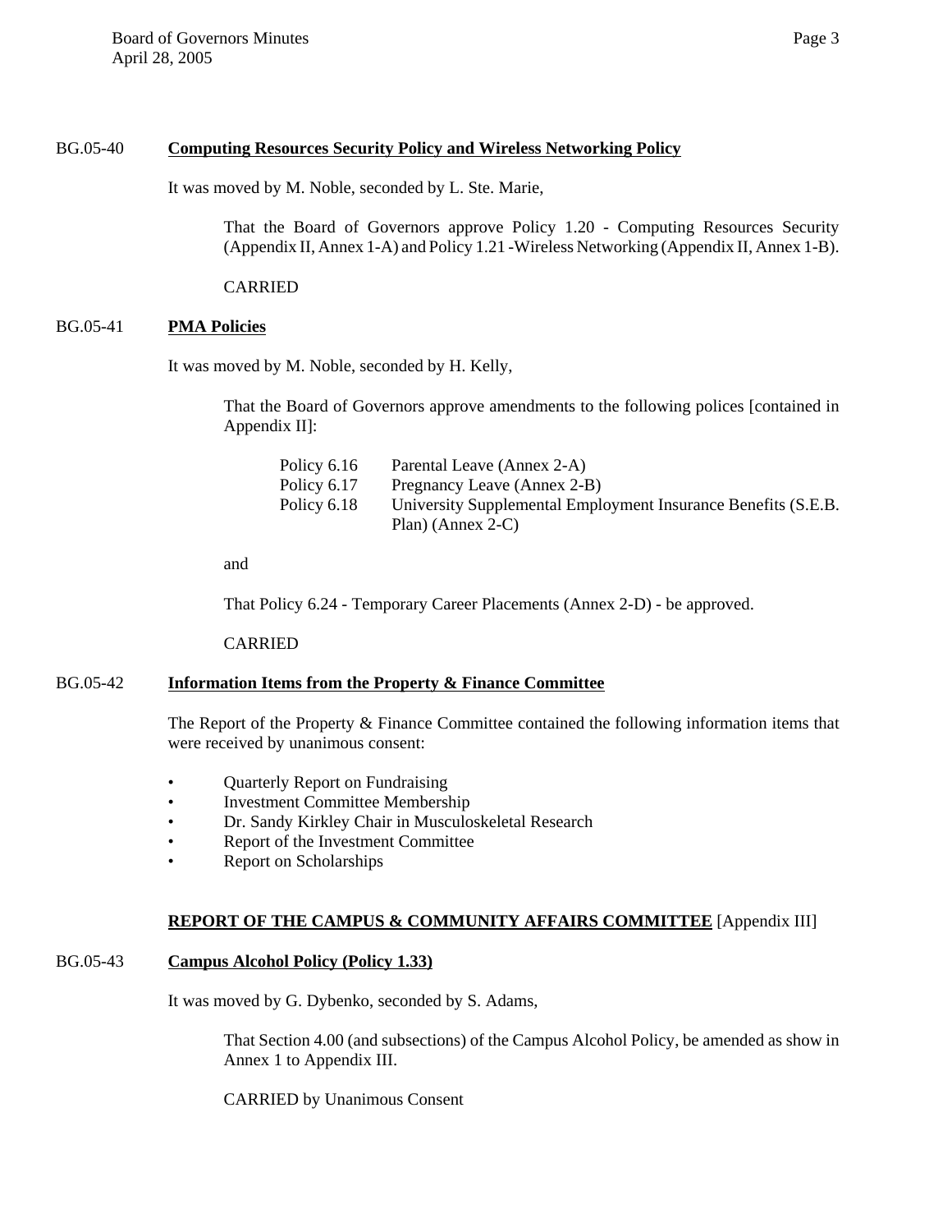BG.05-40 **Computing Resources Security Policy and Wireless Networking Policy**

It was moved by M. Noble, seconded by L. Ste. Marie,

> That the Board of Governors approve Policy 1.20 - Computing Resources Security (Appendix II, Annex 1-A) and Policy 1.21 -Wireless Networking (Appendix II, Annex 1-B).
>
> CARRIED

BG.05-41 **PMA Policies**

It was moved by M. Noble, seconded by H. Kelly,

> That the Board of Governors approve amendments to the following polices [contained in Appendix II]:
>
> Policy 6.16 Parental Leave (Annex 2-A)
> Policy 6.17 Pregnancy Leave (Annex 2-B)
> Policy 6.18 University Supplemental Employment Insurance Benefits (S.E.B. Plan) (Annex 2-C)
>
> and
>
> That Policy 6.24 - Temporary Career Placements (Annex 2-D) - be approved.
>
> CARRIED

BG.05-42 **Information Items from the Property & Finance Committee**

The Report of the Property & Finance Committee contained the following information items that were received by unanimous consent:

- Quarterly Report on Fundraising
- Investment Committee Membership
- Dr. Sandy Kirkley Chair in Musculoskeletal Research
- Report of the Investment Committee
- Report on Scholarships

**REPORT OF THE CAMPUS & COMMUNITY AFFAIRS COMMITTEE** [Appendix III]

BG.05-43 **Campus Alcohol Policy (Policy 1.33)**

It was moved by G. Dybenko, seconded by S. Adams,

> That Section 4.00 (and subsections) of the Campus Alcohol Policy, be amended as show in Annex 1 to Appendix III.
>
> CARRIED by Unanimous Consent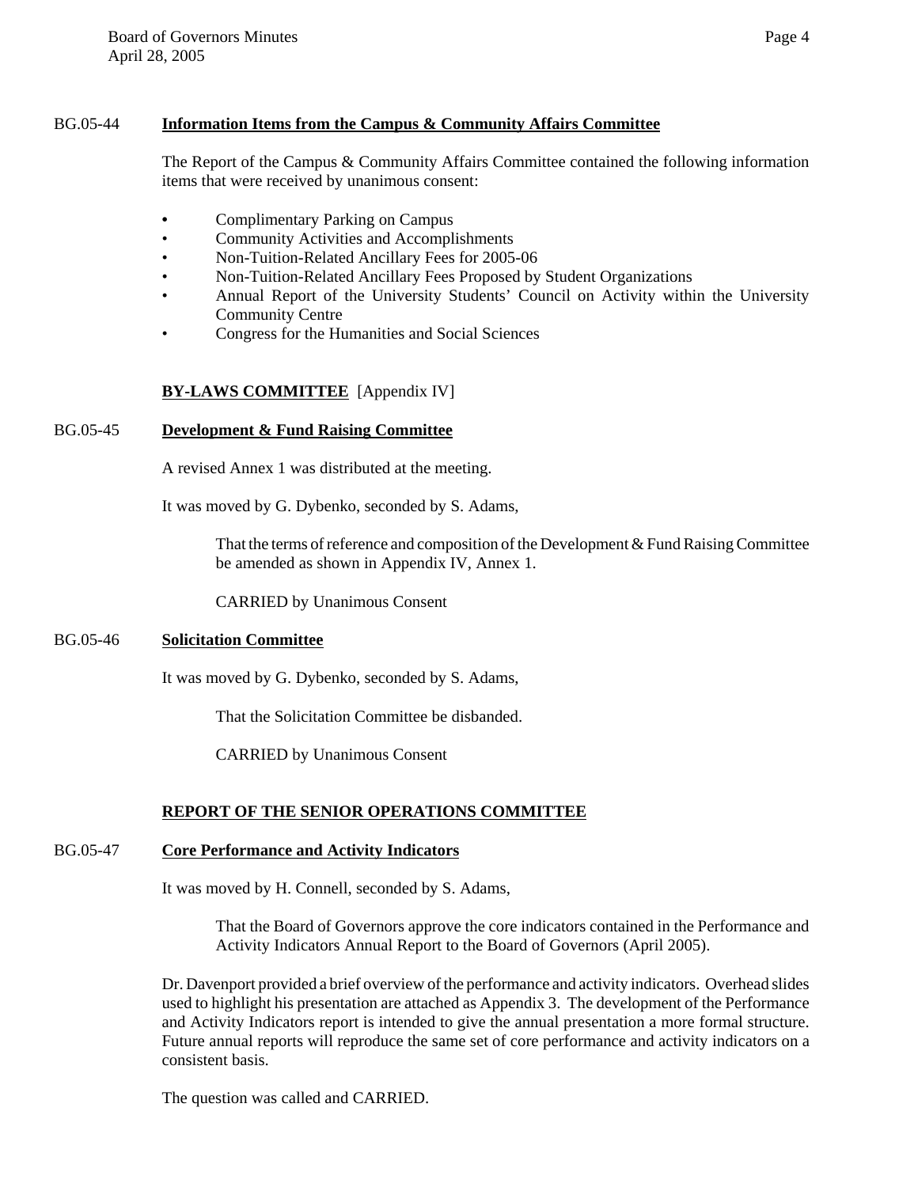**BG.05-44 Information Items from the Campus & Community Affairs Committee**

The Report of the Campus & Community Affairs Committee contained the following information items that were received by unanimous consent:

- Complimentary Parking on Campus
- Community Activities and Accomplishments
- Non-Tuition-Related Ancillary Fees for 2005-06
- Non-Tuition-Related Ancillary Fees Proposed by Student Organizations
- Annual Report of the University Students' Council on Activity within the University Community Centre
- Congress for the Humanities and Social Sciences

## BY-LAWS COMMITTEE [Appendix IV]

**BG.05-45 Development & Fund Raising Committee**

A revised Annex 1 was distributed at the meeting.

It was moved by G. Dybenko, seconded by S. Adams,

> That the terms of reference and composition of the Development & Fund Raising Committee be amended as shown in Appendix IV, Annex 1.
>
> CARRIED by Unanimous Consent

**BG.05-46 Solicitation Committee**

It was moved by G. Dybenko, seconded by S. Adams,

> That the Solicitation Committee be disbanded.
>
> CARRIED by Unanimous Consent

## REPORT OF THE SENIOR OPERATIONS COMMITTEE

**BG.05-47 Core Performance and Activity Indicators**

It was moved by H. Connell, seconded by S. Adams,

> That the Board of Governors approve the core indicators contained in the Performance and Activity Indicators Annual Report to the Board of Governors (April 2005).

Dr. Davenport provided a brief overview of the performance and activity indicators. Overhead slides used to highlight his presentation are attached as Appendix 3. The development of the Performance and Activity Indicators report is intended to give the annual presentation a more formal structure. Future annual reports will reproduce the same set of core performance and activity indicators on a consistent basis.

The question was called and CARRIED.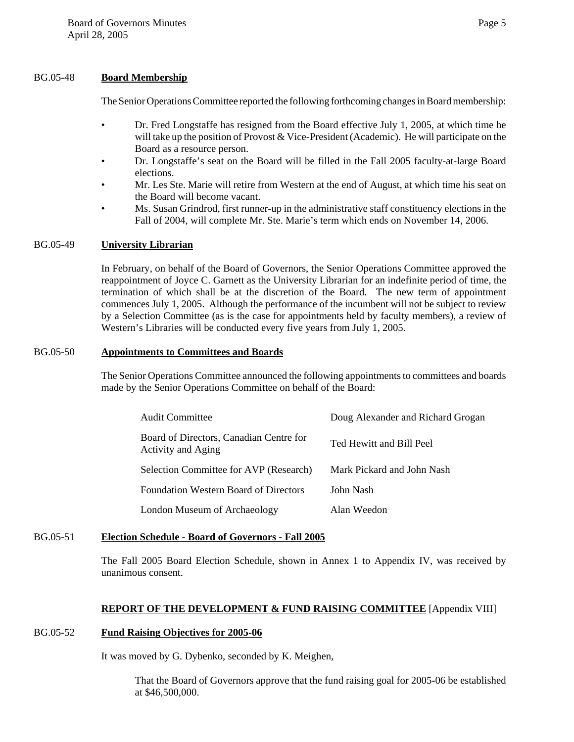**BG.05-48 Board Membership**

The Senior Operations Committee reported the following forthcoming changes in Board membership:

- Dr. Fred Longstaffe has resigned from the Board effective July 1, 2005, at which time he will take up the position of Provost & Vice-President (Academic). He will participate on the Board as a resource person.
- Dr. Longstaffe's seat on the Board will be filled in the Fall 2005 faculty-at-large Board elections.
- Mr. Les Ste. Marie will retire from Western at the end of August, at which time his seat on the Board will become vacant.
- Ms. Susan Grindrod, first runner-up in the administrative staff constituency elections in the Fall of 2004, will complete Mr. Ste. Marie's term which ends on November 14, 2006.

**BG.05-49 University Librarian**

In February, on behalf of the Board of Governors, the Senior Operations Committee approved the reappointment of Joyce C. Garnett as the University Librarian for an indefinite period of time, the termination of which shall be at the discretion of the Board. The new term of appointment commences July 1, 2005. Although the performance of the incumbent will not be subject to review by a Selection Committee (as is the case for appointments held by faculty members), a review of Western's Libraries will be conducted every five years from July 1, 2005.

**BG.05-50 Appointments to Committees and Boards**

The Senior Operations Committee announced the following appointments to committees and boards made by the Senior Operations Committee on behalf of the Board:

| | |
|---|---|
| Audit Committee | Doug Alexander and Richard Grogan |
| Board of Directors, Canadian Centre for Activity and Aging | Ted Hewitt and Bill Peel |
| Selection Committee for AVP (Research) | Mark Pickard and John Nash |
| Foundation Western Board of Directors | John Nash |
| London Museum of Archaeology | Alan Weedon |

**BG.05-51 Election Schedule - Board of Governors - Fall 2005**

The Fall 2005 Board Election Schedule, shown in Annex 1 to Appendix IV, was received by unanimous consent.

**REPORT OF THE DEVELOPMENT & FUND RAISING COMMITTEE** [Appendix VIII]

**BG.05-52 Fund Raising Objectives for 2005-06**

It was moved by G. Dybenko, seconded by K. Meighen,

> That the Board of Governors approve that the fund raising goal for 2005-06 be established at $46,500,000.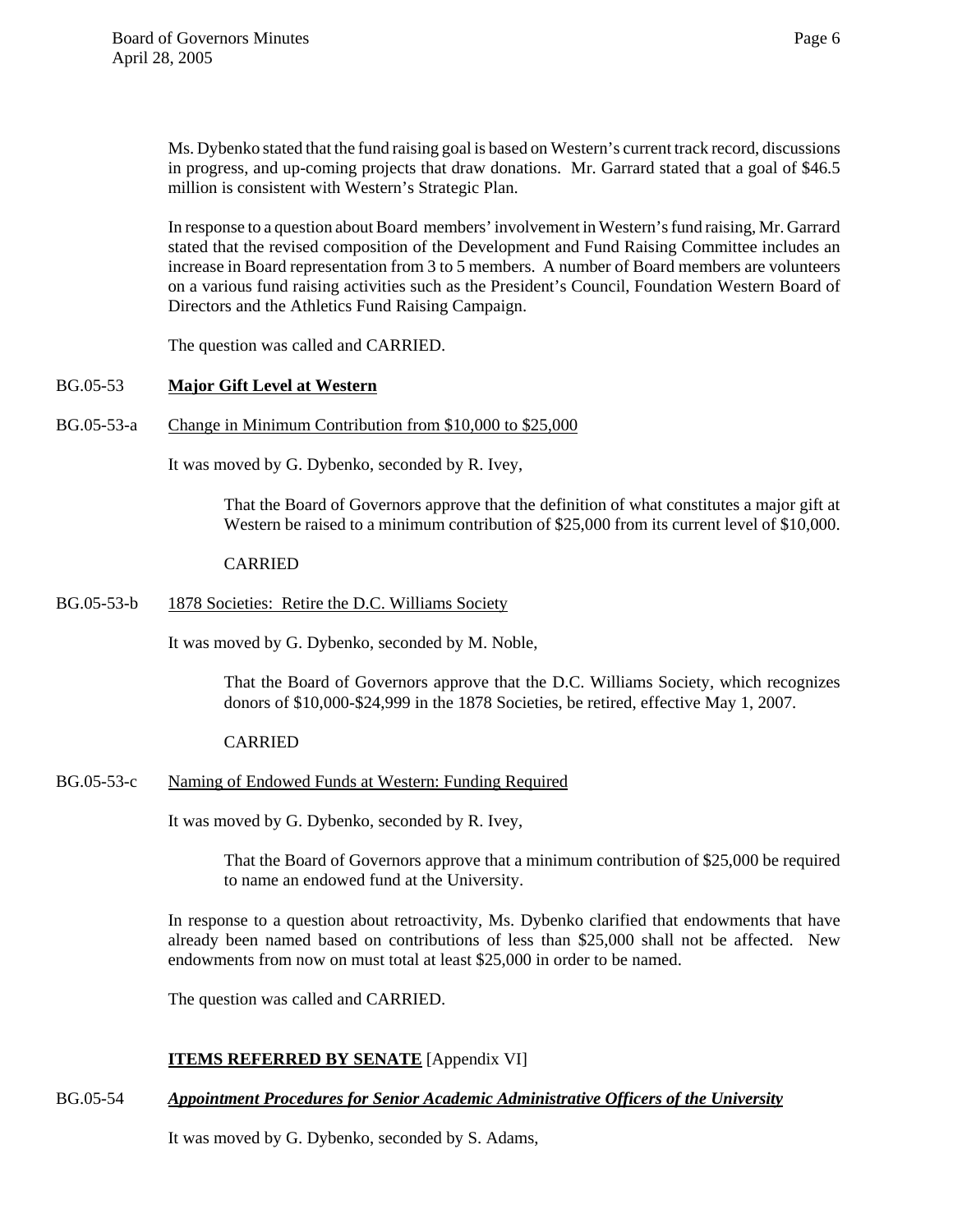Ms. Dybenko stated that the fund raising goal is based on Western's current track record, discussions in progress, and up-coming projects that draw donations. Mr. Garrard stated that a goal of $46.5 million is consistent with Western's Strategic Plan.

In response to a question about Board members' involvement in Western's fund raising, Mr. Garrard stated that the revised composition of the Development and Fund Raising Committee includes an increase in Board representation from 3 to 5 members. A number of Board members are volunteers on a various fund raising activities such as the President's Council, Foundation Western Board of Directors and the Athletics Fund Raising Campaign.

The question was called and CARRIED.

BG.05-53 **Major Gift Level at Western**

BG.05-53-a Change in Minimum Contribution from $10,000 to $25,000

It was moved by G. Dybenko, seconded by R. Ivey,

> That the Board of Governors approve that the definition of what constitutes a major gift at Western be raised to a minimum contribution of $25,000 from its current level of $10,000.
>
> CARRIED

BG.05-53-b 1878 Societies: Retire the D.C. Williams Society

It was moved by G. Dybenko, seconded by M. Noble,

> That the Board of Governors approve that the D.C. Williams Society, which recognizes donors of $10,000-$24,999 in the 1878 Societies, be retired, effective May 1, 2007.
>
> CARRIED

BG.05-53-c Naming of Endowed Funds at Western: Funding Required

It was moved by G. Dybenko, seconded by R. Ivey,

> That the Board of Governors approve that a minimum contribution of $25,000 be required to name an endowed fund at the University.

In response to a question about retroactivity, Ms. Dybenko clarified that endowments that have already been named based on contributions of less than $25,000 shall not be affected. New endowments from now on must total at least $25,000 in order to be named.

The question was called and CARRIED.

**ITEMS REFERRED BY SENATE** [Appendix VI]

BG.05-54 ***Appointment Procedures for Senior Academic Administrative Officers of the University***

It was moved by G. Dybenko, seconded by S. Adams,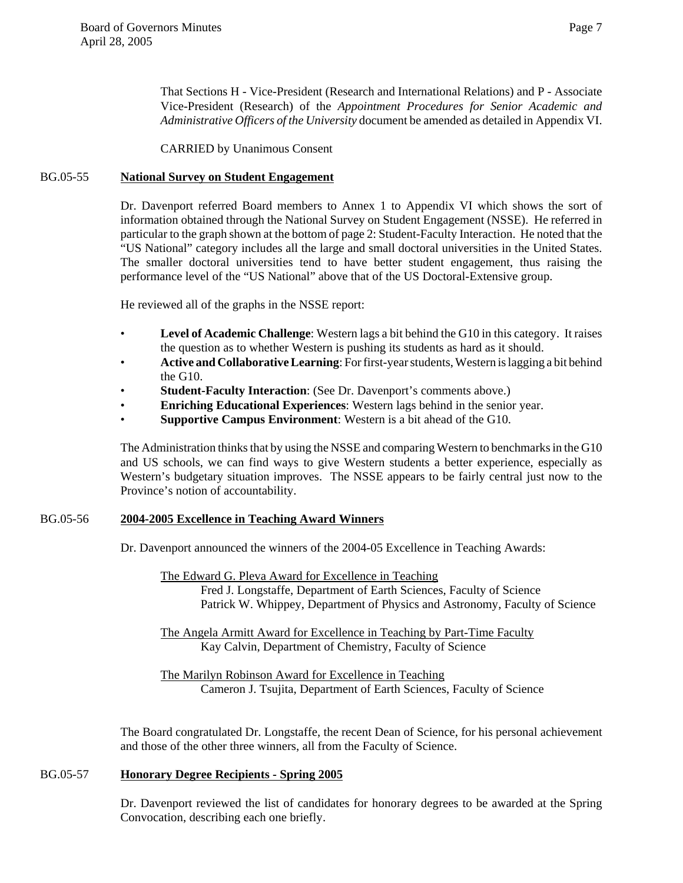That Sections H - Vice-President (Research and International Relations) and P - Associate Vice-President (Research) of the *Appointment Procedures for Senior Academic and Administrative Officers of the University* document be amended as detailed in Appendix VI.

CARRIED by Unanimous Consent

## BG.05-55 National Survey on Student Engagement

Dr. Davenport referred Board members to Annex 1 to Appendix VI which shows the sort of information obtained through the National Survey on Student Engagement (NSSE). He referred in particular to the graph shown at the bottom of page 2: Student-Faculty Interaction. He noted that the "US National" category includes all the large and small doctoral universities in the United States. The smaller doctoral universities tend to have better student engagement, thus raising the performance level of the "US National" above that of the US Doctoral-Extensive group.

He reviewed all of the graphs in the NSSE report:

- **Level of Academic Challenge**: Western lags a bit behind the G10 in this category. It raises the question as to whether Western is pushing its students as hard as it should.
- **Active and Collaborative Learning**: For first-year students, Western is lagging a bit behind the G10.
- **Student-Faculty Interaction**: (See Dr. Davenport's comments above.)
- **Enriching Educational Experiences**: Western lags behind in the senior year.
- **Supportive Campus Environment**: Western is a bit ahead of the G10.

The Administration thinks that by using the NSSE and comparing Western to benchmarks in the G10 and US schools, we can find ways to give Western students a better experience, especially as Western's budgetary situation improves. The NSSE appears to be fairly central just now to the Province's notion of accountability.

## BG.05-56 2004-2005 Excellence in Teaching Award Winners

Dr. Davenport announced the winners of the 2004-05 Excellence in Teaching Awards:

The Edward G. Pleva Award for Excellence in Teaching
- Fred J. Longstaffe, Department of Earth Sciences, Faculty of Science
- Patrick W. Whippey, Department of Physics and Astronomy, Faculty of Science

The Angela Armitt Award for Excellence in Teaching by Part-Time Faculty
- Kay Calvin, Department of Chemistry, Faculty of Science

The Marilyn Robinson Award for Excellence in Teaching
- Cameron J. Tsujita, Department of Earth Sciences, Faculty of Science

The Board congratulated Dr. Longstaffe, the recent Dean of Science, for his personal achievement and those of the other three winners, all from the Faculty of Science.

## BG.05-57 Honorary Degree Recipients - Spring 2005

Dr. Davenport reviewed the list of candidates for honorary degrees to be awarded at the Spring Convocation, describing each one briefly.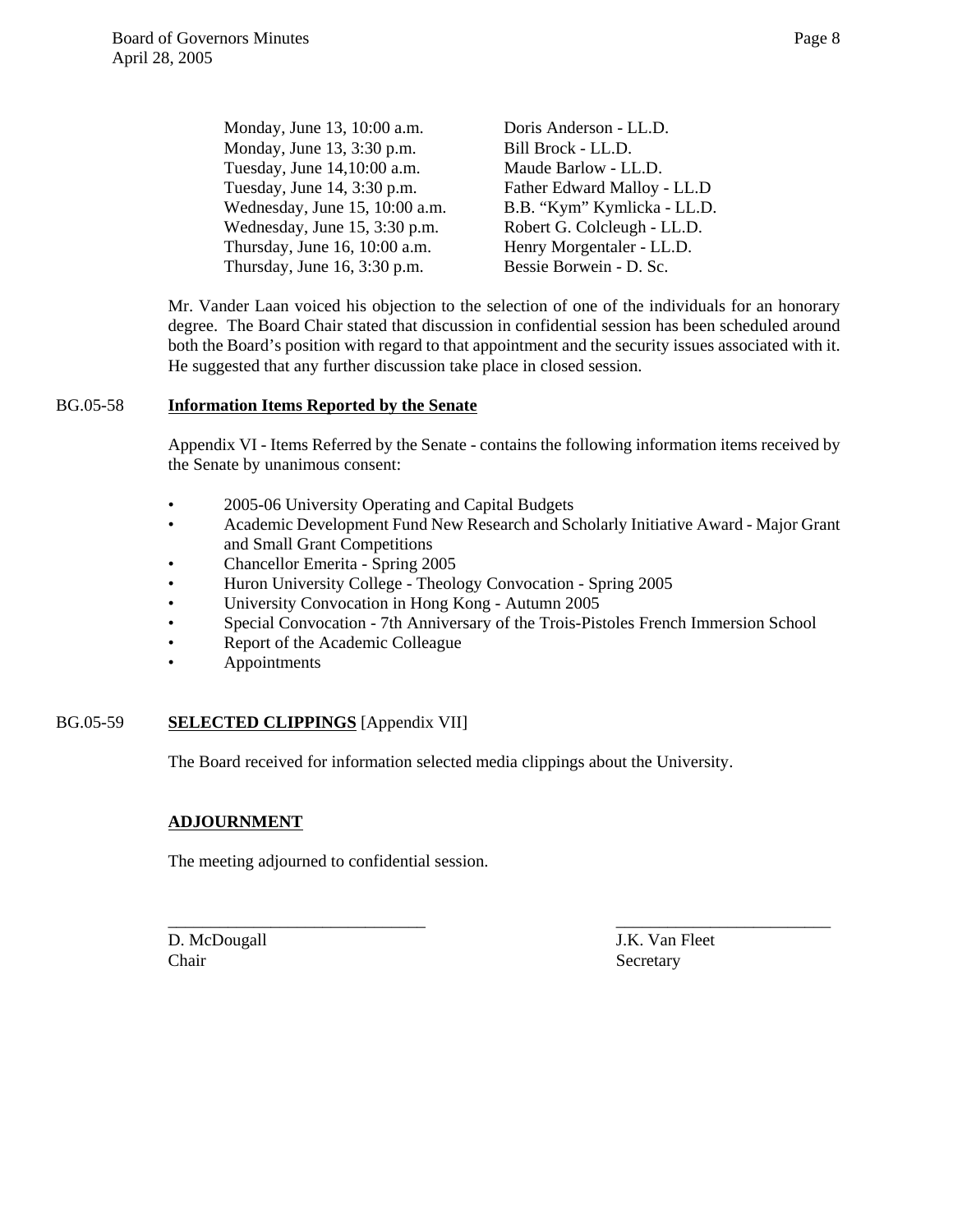| | |
|---|---|
| Monday, June 13, 10:00 a.m. | Doris Anderson - LL.D. |
| Monday, June 13, 3:30 p.m. | Bill Brock - LL.D. |
| Tuesday, June 14,10:00 a.m. | Maude Barlow - LL.D. |
| Tuesday, June 14, 3:30 p.m. | Father Edward Malloy - LL.D |
| Wednesday, June 15, 10:00 a.m. | B.B. "Kym" Kymlicka - LL.D. |
| Wednesday, June 15, 3:30 p.m. | Robert G. Colcleugh - LL.D. |
| Thursday, June 16, 10:00 a.m. | Henry Morgentaler - LL.D. |
| Thursday, June 16, 3:30 p.m. | Bessie Borwein - D. Sc. |

Mr. Vander Laan voiced his objection to the selection of one of the individuals for an honorary degree. The Board Chair stated that discussion in confidential session has been scheduled around both the Board's position with regard to that appointment and the security issues associated with it. He suggested that any further discussion take place in closed session.

BG.05-58 **Information Items Reported by the Senate**

Appendix VI - Items Referred by the Senate - contains the following information items received by the Senate by unanimous consent:

- 2005-06 University Operating and Capital Budgets
- Academic Development Fund New Research and Scholarly Initiative Award - Major Grant and Small Grant Competitions
- Chancellor Emerita - Spring 2005
- Huron University College - Theology Convocation - Spring 2005
- University Convocation in Hong Kong - Autumn 2005
- Special Convocation - 7th Anniversary of the Trois-Pistoles French Immersion School
- Report of the Academic Colleague
- Appointments

BG.05-59 **SELECTED CLIPPINGS** [Appendix VII]

The Board received for information selected media clippings about the University.

**ADJOURNMENT**

The meeting adjourned to confidential session.

_____________________________ _________________________

D. McDougall J.K. Van Fleet
Chair Secretary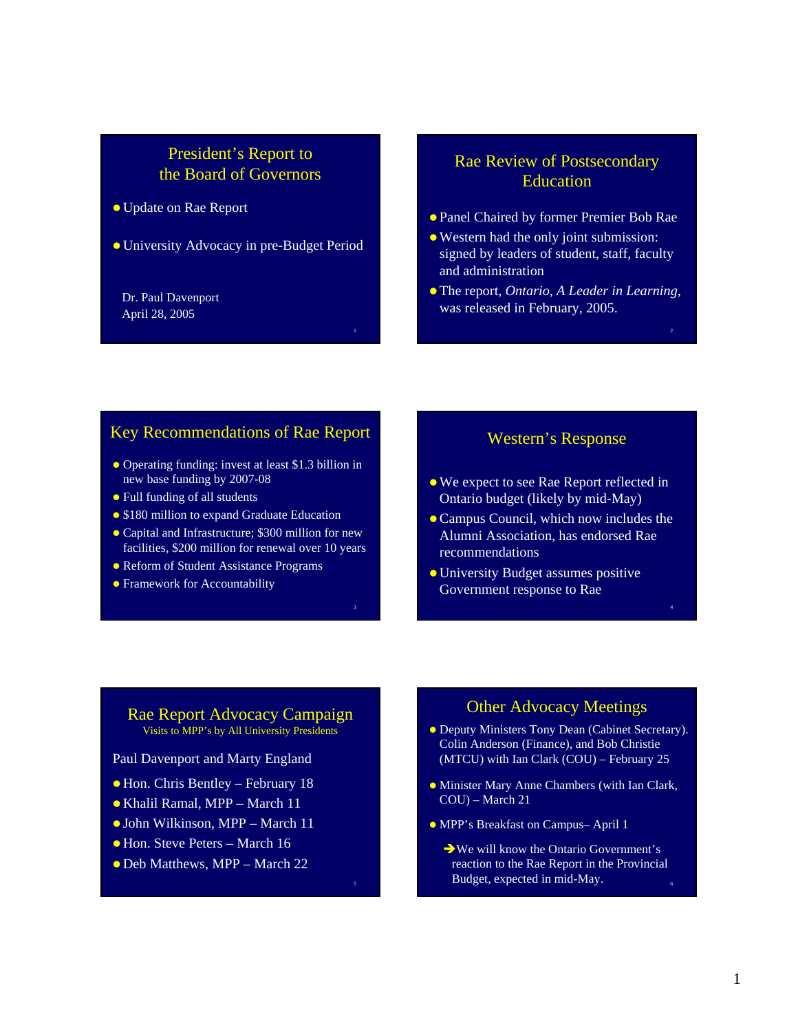## President's Report to the Board of Governors

- Update on Rae Report
- University Advocacy in pre-Budget Period

Dr. Paul Davenport
April 28, 2005

## Rae Review of Postsecondary Education

- Panel Chaired by former Premier Bob Rae
- Western had the only joint submission: signed by leaders of student, staff, faculty and administration
- The report, *Ontario, A Leader in Learning*, was released in February, 2005.

## Key Recommendations of Rae Report

- Operating funding: invest at least $1.3 billion in new base funding by 2007-08
- Full funding of all students
- $180 million to expand Graduate Education
- Capital and Infrastructure; $300 million for new facilities, $200 million for renewal over 10 years
- Reform of Student Assistance Programs
- Framework for Accountability

## Western's Response

- We expect to see Rae Report reflected in Ontario budget (likely by mid-May)
- Campus Council, which now includes the Alumni Association, has endorsed Rae recommendations
- University Budget assumes positive Government response to Rae

## Rae Report Advocacy Campaign

Visits to MPP's by All University Presidents

Paul Davenport and Marty England

- Hon. Chris Bentley – February 18
- Khalil Ramal, MPP – March 11
- John Wilkinson, MPP – March 11
- Hon. Steve Peters – March 16
- Deb Matthews, MPP – March 22

## Other Advocacy Meetings

- Deputy Ministers Tony Dean (Cabinet Secretary). Colin Anderson (Finance), and Bob Christie (MTCU) with Ian Clark (COU) – February 25
- Minister Mary Anne Chambers (with Ian Clark, COU) – March 21
- MPP's Breakfast on Campus– April 1

➔We will know the Ontario Government's reaction to the Rae Report in the Provincial Budget, expected in mid-May.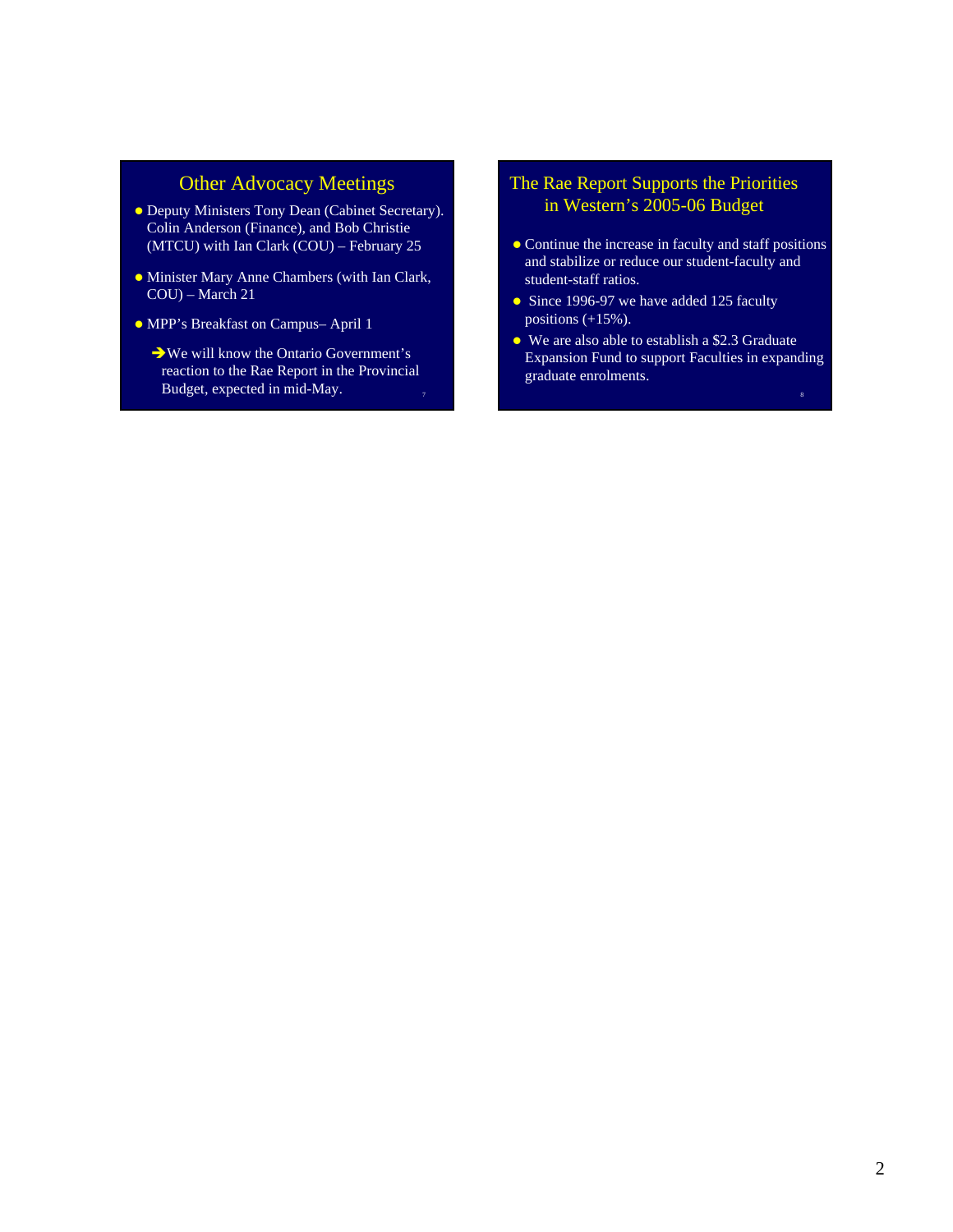## Other Advocacy Meetings

- Deputy Ministers Tony Dean (Cabinet Secretary). Colin Anderson (Finance), and Bob Christie (MTCU) with Ian Clark (COU) – February 25
- Minister Mary Anne Chambers (with Ian Clark, COU) – March 21
- MPP's Breakfast on Campus– April 1

➔We will know the Ontario Government's reaction to the Rae Report in the Provincial Budget, expected in mid-May.

## The Rae Report Supports the Priorities in Western's 2005-06 Budget

- Continue the increase in faculty and staff positions and stabilize or reduce our student-faculty and student-staff ratios.
- Since 1996-97 we have added 125 faculty positions (+15%).
- We are also able to establish a $2.3 Graduate Expansion Fund to support Faculties in expanding graduate enrolments.